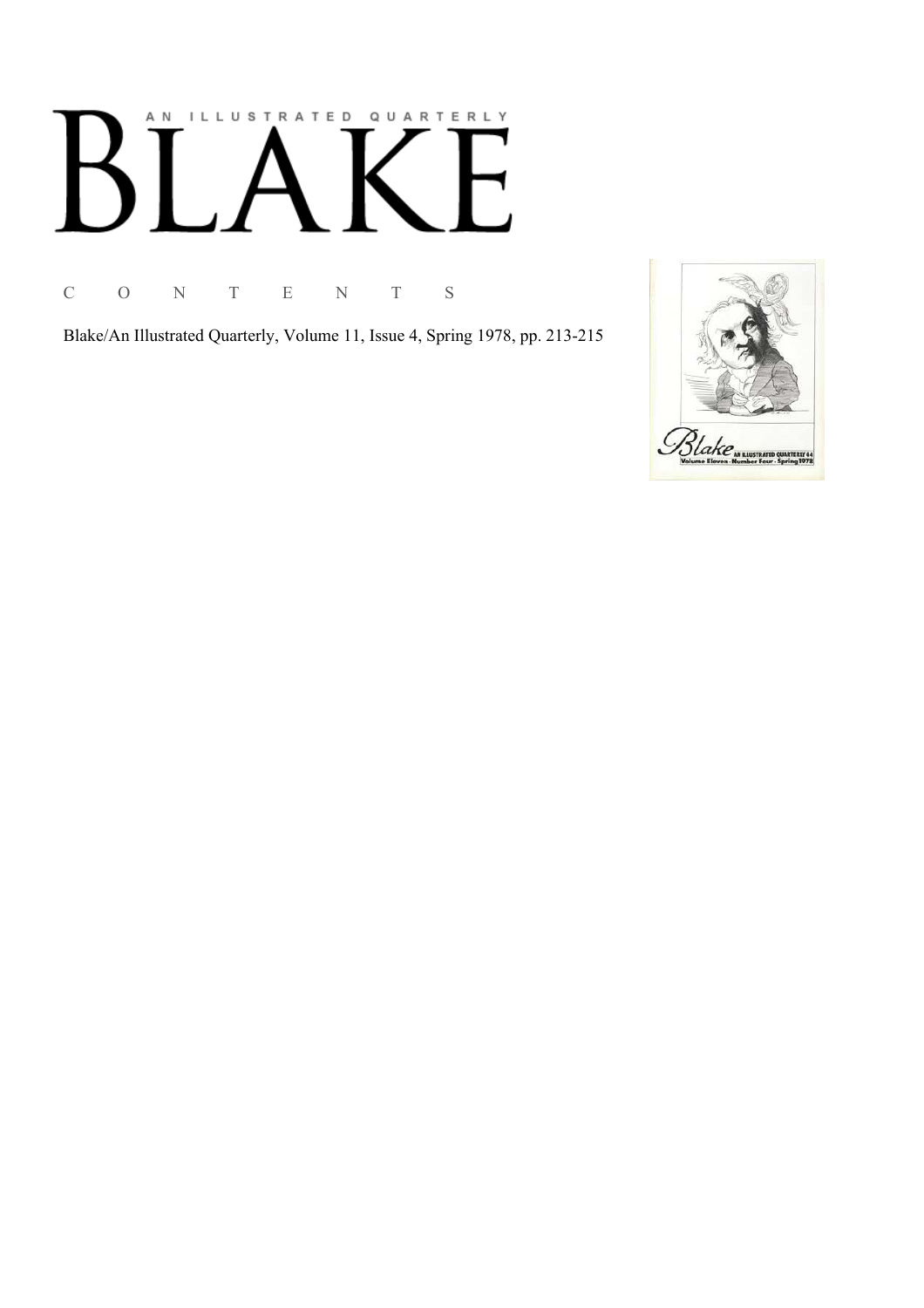# AN ILLUSTRATED QUARTERLY BLAKE

C O N T E N T S

Blake/An Illustrated Quarterly, Volume 11, Issue 4, Spring 1978, pp. 213-215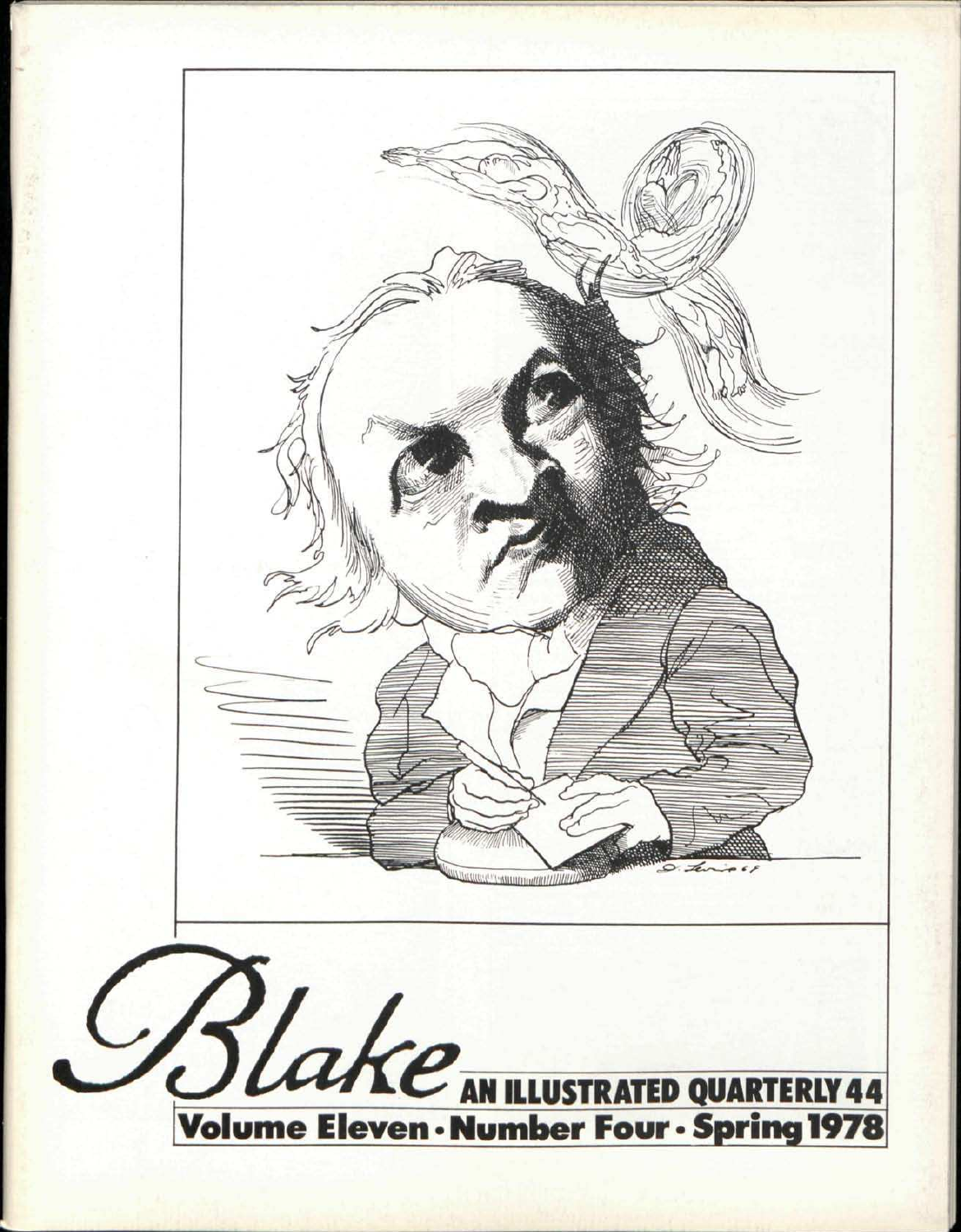# Blake

AN ILLUSTRATED QUARTERLY 44

Volume Eleven · Number Four · Spring 1978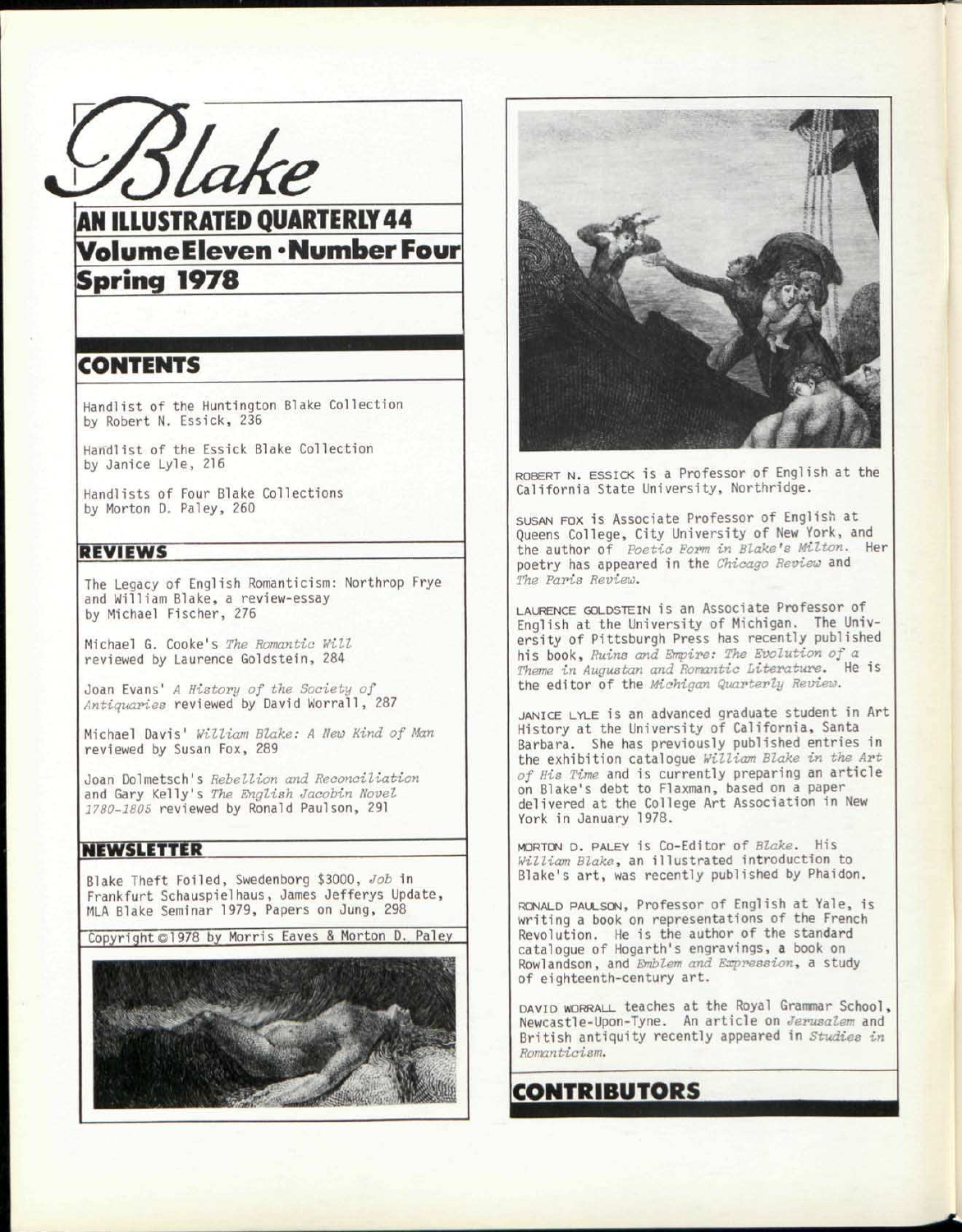# Blake

## AN ILLUSTRATED QUARTERLY 44

## Volume Eleven · Number Four

## Spring 1978

## CONTENTS

Handlist of the Huntington Blake Collection by Robert N. Essick, 236

Handlist of the Essick Blake Collection by Janice Lyle, 216

Handlists of Four Blake Collections by Morton D. Paley, 260

## REVIEWS

The Legacy of English Romanticism: Northrop Frye and William Blake, a review-essay by Michael Fischer, 276

Michael G. Cooke's *The Romantic Will* reviewed by Laurence Goldstein, 284

Joan Evans' *A History of the Society of Antiquaries* reviewed by David Worrall, 287

Michael Davis' *William Blake: A New Kind of Man* reviewed by Susan Fox, 289

Joan Dolmetsch's *Rebellion and Reconciliation* and Gary Kelly's *The English Jacobin Novel 1780-1805* reviewed by Ronald Paulson, 291

## NEWSLETTER

Blake Theft Foiled, Swedenborg $3000, *Job* in Frankfurt Schauspielhaus, James Jefferys Update, MLA Blake Seminar 1979, Papers on Jung, 298

Copyright © 1978 by Morris Eaves & Morton D. Paley

## CONTRIBUTORS

ROBERT N. ESSICK is a Professor of English at the California State University, Northridge.

SUSAN FOX is Associate Professor of English at Queens College, City University of New York, and the author of *Poetic Form in Blake's Milton*. Her poetry has appeared in the *Chicago Review* and *The Paris Review*.

LAURENCE GOLDSTEIN is an Associate Professor of English at the University of Michigan. The University of Pittsburgh Press has recently published his book, *Ruins and Empire: The Evolution of a Theme in Augustan and Romantic Literature*. He is the editor of the *Michigan Quarterly Review*.

JANICE LYLE is an advanced graduate student in Art History at the University of California, Santa Barbara. She has previously published entries in the exhibition catalogue *William Blake in the Art of His Time* and is currently preparing an article on Blake's debt to Flaxman, based on a paper delivered at the College Art Association in New York in January 1978.

MORTON D. PALEY is Co-Editor of *Blake*. His *William Blake*, an illustrated introduction to Blake's art, was recently published by Phaidon.

RONALD PAULSON, Professor of English at Yale, is writing a book on representations of the French Revolution. He is the author of the standard catalogue of Hogarth's engravings, a book on Rowlandson, and *Emblem and Expression*, a study of eighteenth-century art.

DAVID WORRALL teaches at the Royal Grammar School, Newcastle-Upon-Tyne. An article on *Jerusalem* and British antiquity recently appeared in *Studies in Romanticism*.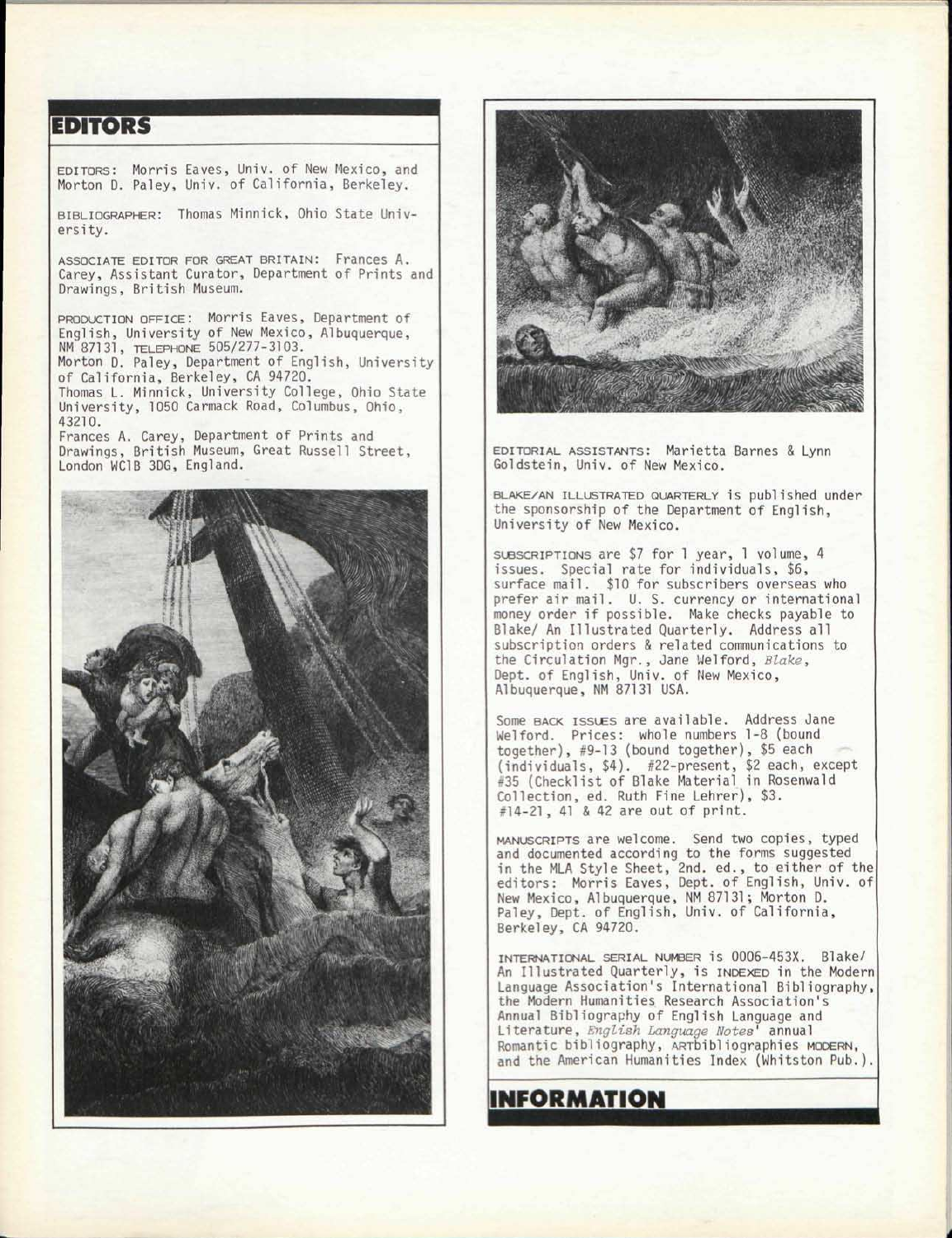## EDITORS

EDITORS: Morris Eaves, Univ. of New Mexico, and Morton D. Paley, Univ. of California, Berkeley.

BIBLIOGRAPHER: Thomas Minnick, Ohio State University.

ASSOCIATE EDITOR FOR GREAT BRITAIN: Frances A. Carey, Assistant Curator, Department of Prints and Drawings, British Museum.

PRODUCTION OFFICE: Morris Eaves, Department of English, University of New Mexico, Albuquerque, NM 87131, TELEPHONE 505/277-3103.
Morton D. Paley, Department of English, University of California, Berkeley, CA 94720.
Thomas L. Minnick, University College, Ohio State University, 1050 Carmack Road, Columbus, Ohio, 43210.
Frances A. Carey, Department of Prints and Drawings, British Museum, Great Russell Street, London WC1B 3DG, England.

EDITORIAL ASSISTANTS: Marietta Barnes & Lynn Goldstein, Univ. of New Mexico.

BLAKE/AN ILLUSTRATED QUARTERLY is published under the sponsorship of the Department of English, University of New Mexico.

SUBSCRIPTIONS are $7 for 1 year, 1 volume, 4 issues. Special rate for individuals, $6, surface mail. $10 for subscribers overseas who prefer air mail. U. S. currency or international money order if possible. Make checks payable to Blake/ An Illustrated Quarterly. Address all subscription orders & related communications to the Circulation Mgr., Jane Welford, *Blake*, Dept. of English, Univ. of New Mexico, Albuquerque, NM 87131 USA.

Some BACK ISSUES are available. Address Jane Welford. Prices: whole numbers 1-8 (bound together), #9-13 (bound together), $5 each (individuals, $4). #22-present, $2 each, except #35 (Checklist of Blake Material in Rosenwald Collection, ed. Ruth Fine Lehrer), $3. #14-21, 41 & 42 are out of print.

MANUSCRIPTS are welcome. Send two copies, typed and documented according to the forms suggested in the MLA Style Sheet, 2nd. ed., to either of the editors: Morris Eaves, Dept. of English, Univ. of New Mexico, Albuquerque, NM 87131; Morton D. Paley, Dept. of English, Univ. of California, Berkeley, CA 94720.

INTERNATIONAL SERIAL NUMBER is 0006-453X. Blake/ An Illustrated Quarterly, is INDEXED in the Modern Language Association's International Bibliography, the Modern Humanities Research Association's Annual Bibliography of English Language and Literature, *English Language Notes*' annual Romantic bibliography, ARTbibliographies MODERN, and the American Humanities Index (Whitston Pub.).

## INFORMATION